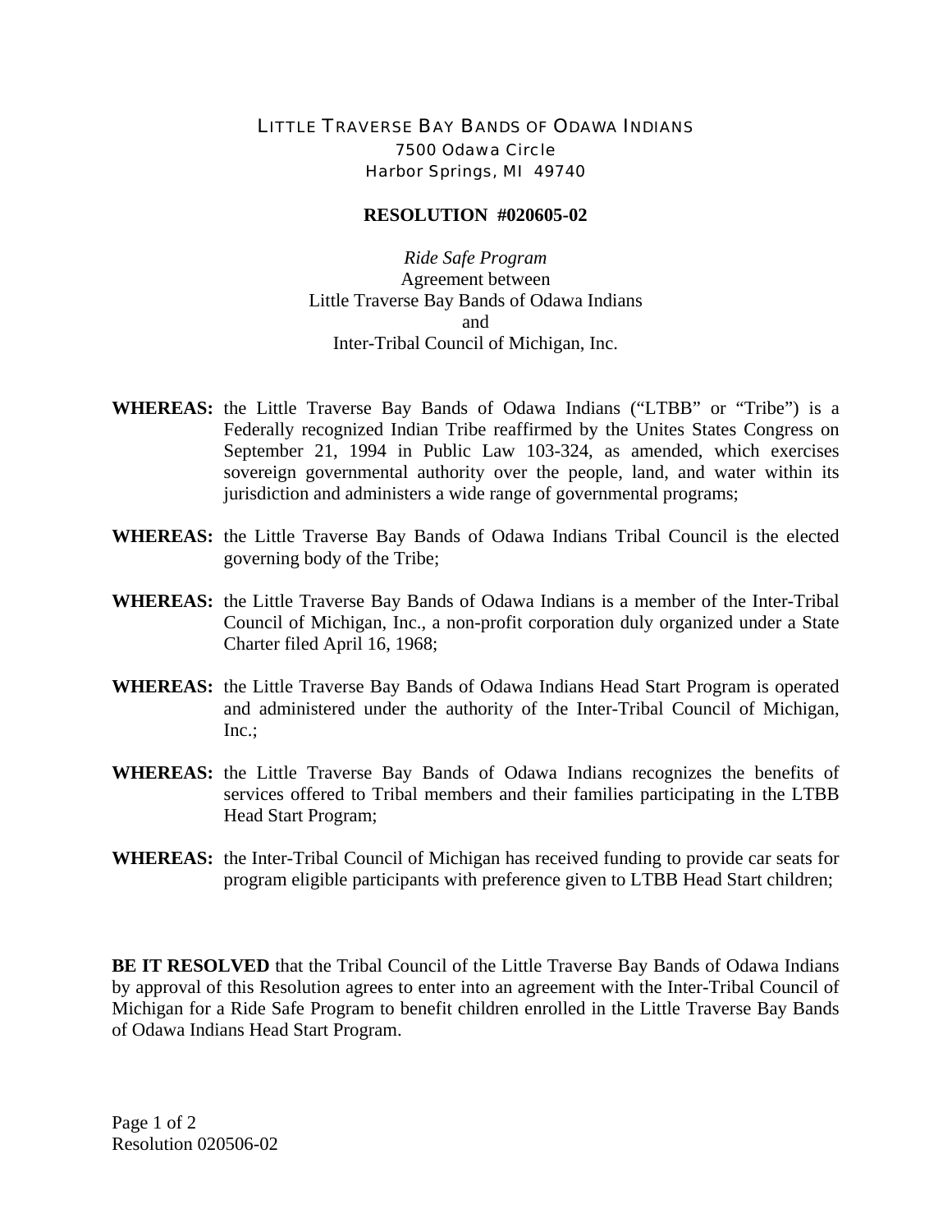# LITTLE TRAVERSE BAY BANDS OF ODAWA INDIANS

7500 Odawa Circle
Harbor Springs, MI 49740

## RESOLUTION #020605-02

*Ride Safe Program*
Agreement between
Little Traverse Bay Bands of Odawa Indians
and
Inter-Tribal Council of Michigan, Inc.

**WHEREAS:** the Little Traverse Bay Bands of Odawa Indians ("LTBB" or "Tribe") is a Federally recognized Indian Tribe reaffirmed by the Unites States Congress on September 21, 1994 in Public Law 103-324, as amended, which exercises sovereign governmental authority over the people, land, and water within its jurisdiction and administers a wide range of governmental programs;

**WHEREAS:** the Little Traverse Bay Bands of Odawa Indians Tribal Council is the elected governing body of the Tribe;

**WHEREAS:** the Little Traverse Bay Bands of Odawa Indians is a member of the Inter-Tribal Council of Michigan, Inc., a non-profit corporation duly organized under a State Charter filed April 16, 1968;

**WHEREAS:** the Little Traverse Bay Bands of Odawa Indians Head Start Program is operated and administered under the authority of the Inter-Tribal Council of Michigan, Inc.;

**WHEREAS:** the Little Traverse Bay Bands of Odawa Indians recognizes the benefits of services offered to Tribal members and their families participating in the LTBB Head Start Program;

**WHEREAS:** the Inter-Tribal Council of Michigan has received funding to provide car seats for program eligible participants with preference given to LTBB Head Start children;

**BE IT RESOLVED** that the Tribal Council of the Little Traverse Bay Bands of Odawa Indians by approval of this Resolution agrees to enter into an agreement with the Inter-Tribal Council of Michigan for a Ride Safe Program to benefit children enrolled in the Little Traverse Bay Bands of Odawa Indians Head Start Program.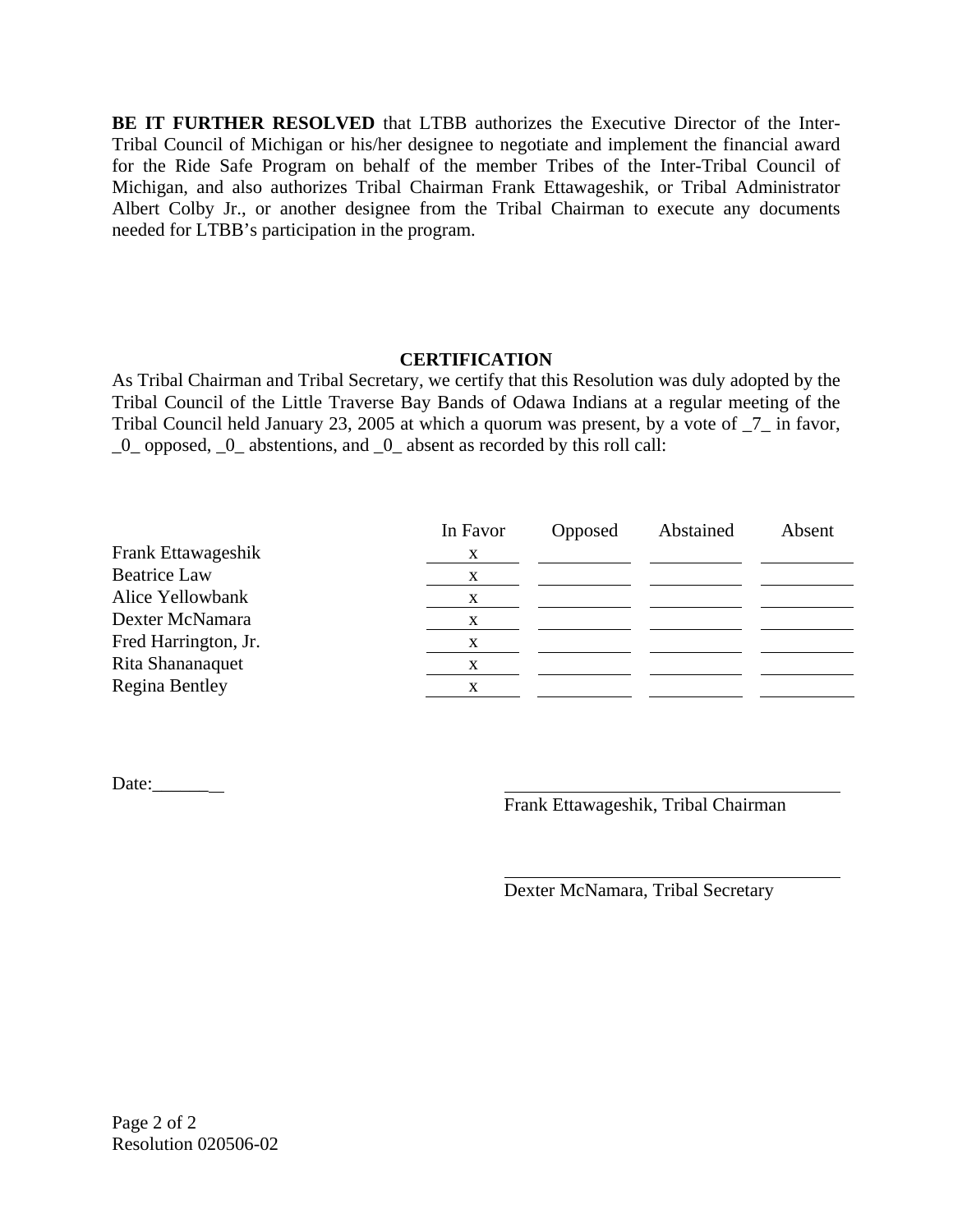**BE IT FURTHER RESOLVED** that LTBB authorizes the Executive Director of the Inter-Tribal Council of Michigan or his/her designee to negotiate and implement the financial award for the Ride Safe Program on behalf of the member Tribes of the Inter-Tribal Council of Michigan, and also authorizes Tribal Chairman Frank Ettawageshik, or Tribal Administrator Albert Colby Jr., or another designee from the Tribal Chairman to execute any documents needed for LTBB's participation in the program.

## CERTIFICATION

As Tribal Chairman and Tribal Secretary, we certify that this Resolution was duly adopted by the Tribal Council of the Little Traverse Bay Bands of Odawa Indians at a regular meeting of the Tribal Council held January 23, 2005 at which a quorum was present, by a vote of _7_ in favor, _0_ opposed, _0_ abstentions, and _0_ absent as recorded by this roll call:

| | In Favor | Opposed | Abstained | Absent |
|---|---|---|---|---|
| Frank Ettawageshik | x | | | |
| Beatrice Law | x | | | |
| Alice Yellowbank | x | | | |
| Dexter McNamara | x | | | |
| Fred Harrington, Jr. | x | | | |
| Rita Shananaquet | x | | | |
| Regina Bentley | x | | | |

Date:________

_____________________________________
Frank Ettawageshik, Tribal Chairman

_____________________________________
Dexter McNamara, Tribal Secretary

Resolution 020506-02